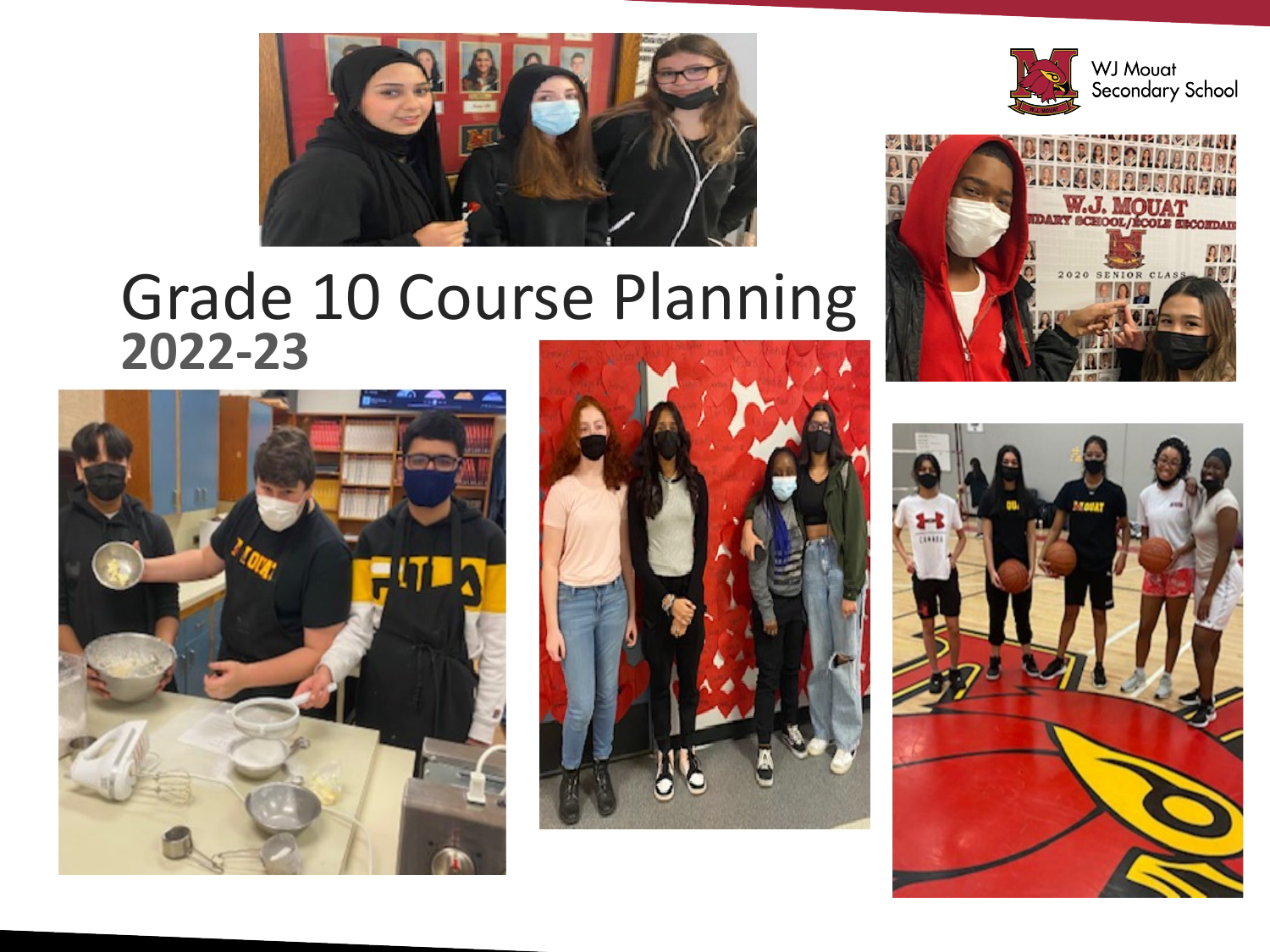WJ Mouat Secondary School

# Grade 10 Course Planning

**2022-23**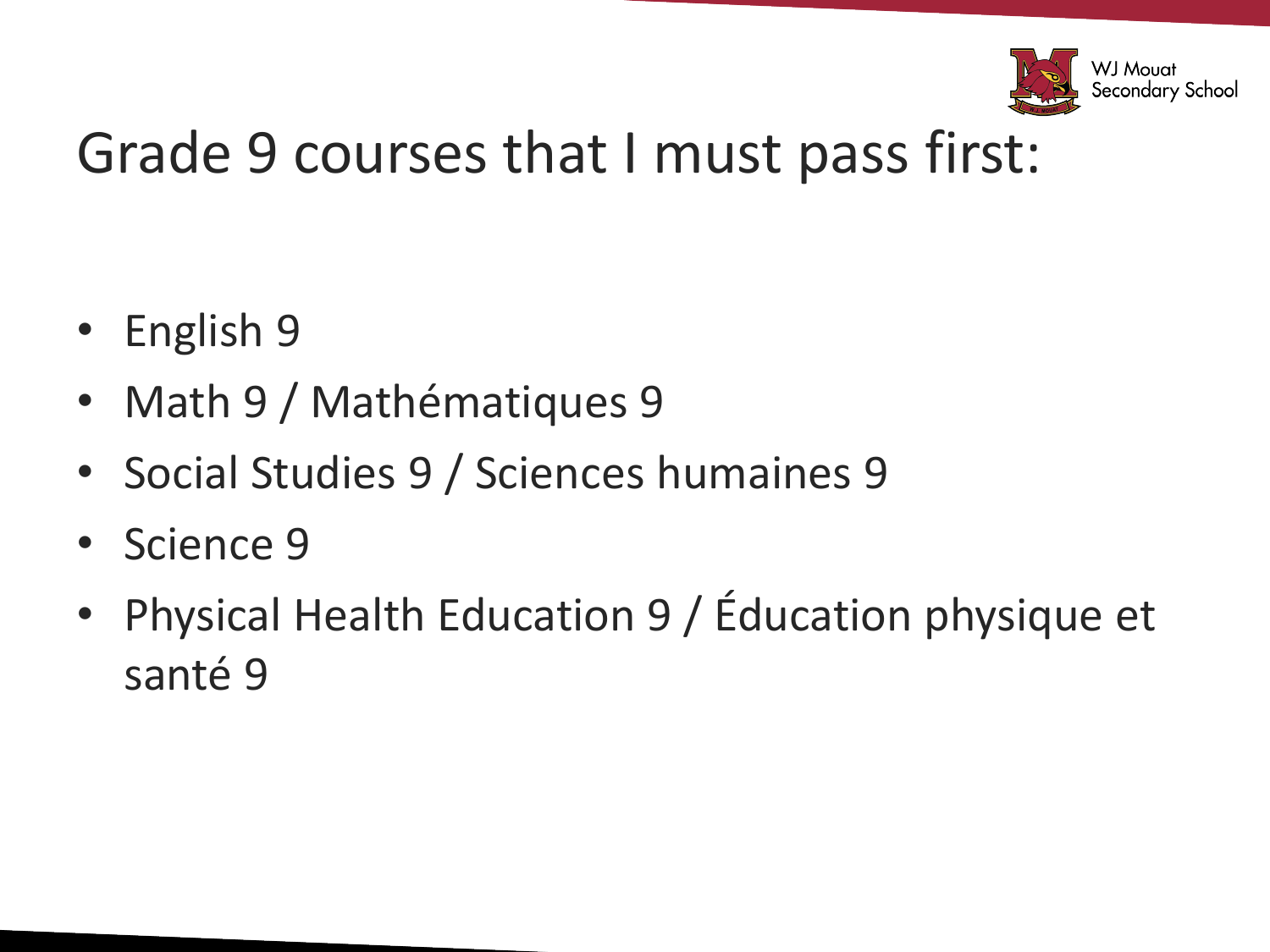# Grade 9 courses that I must pass first:

- English 9
- Math 9 / Mathématiques 9
- Social Studies 9 / Sciences humaines 9
- Science 9
- Physical Health Education 9 / Éducation physique et santé 9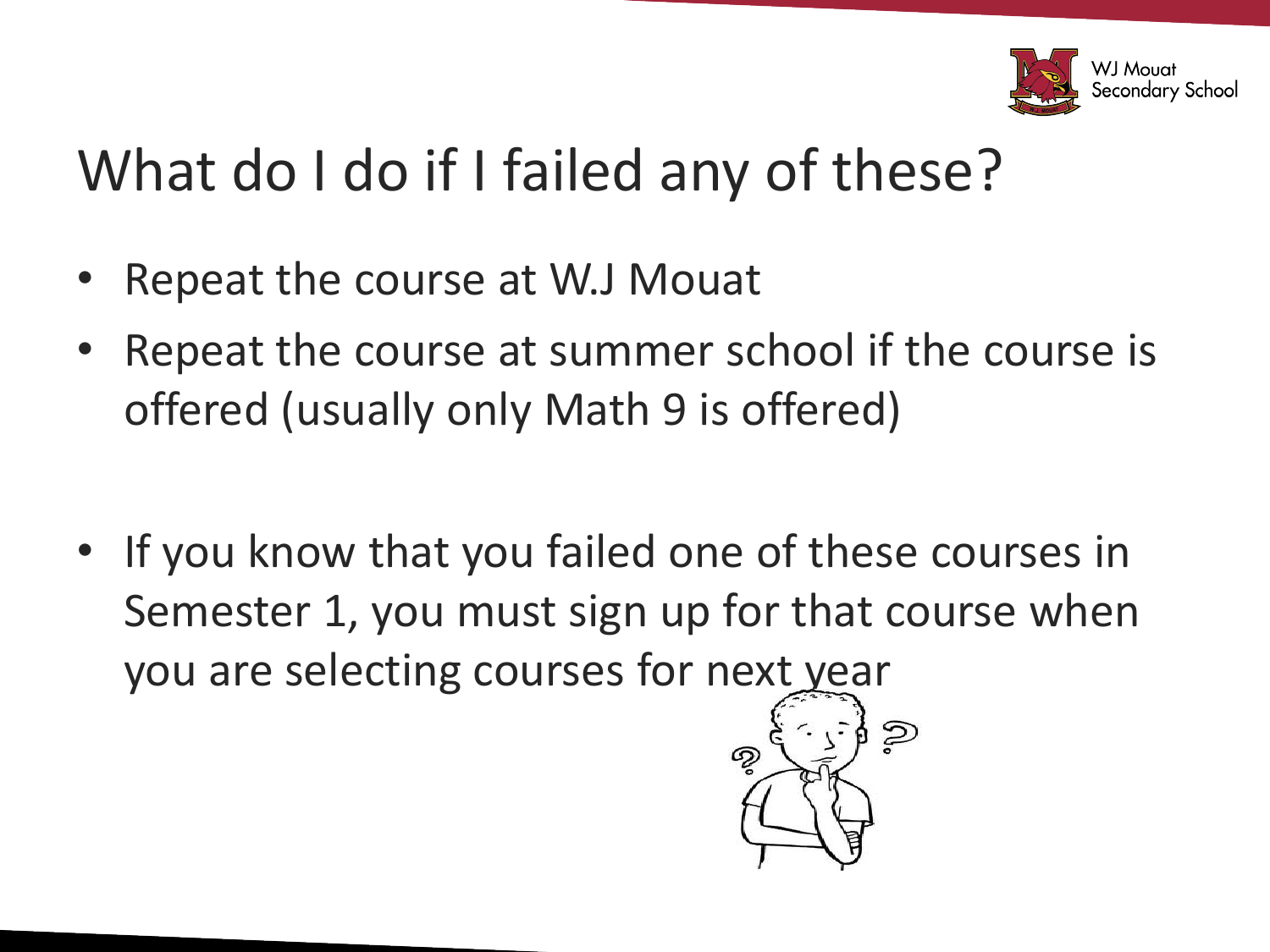# What do I do if I failed any of these?

- Repeat the course at W.J Mouat
- Repeat the course at summer school if the course is offered (usually only Math 9 is offered)

- If you know that you failed one of these courses in Semester 1, you must sign up for that course when you are selecting courses for next year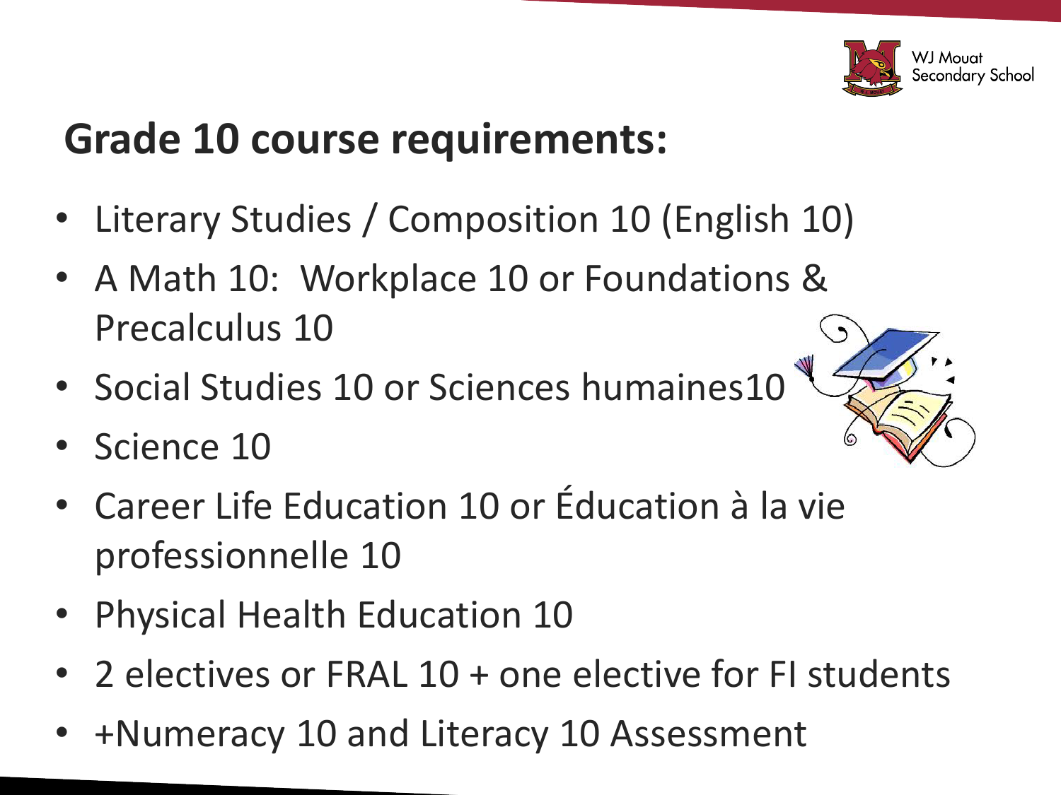## Grade 10 course requirements:

- Literary Studies / Composition 10 (English 10)
- A Math 10:  Workplace 10 or Foundations & Precalculus 10
- Social Studies 10 or Sciences humaines10
- Science 10
- Career Life Education 10 or Éducation à la vie professionnelle 10
- Physical Health Education 10
- 2 electives or FRAL 10 + one elective for FI students
- +Numeracy 10 and Literacy 10 Assessment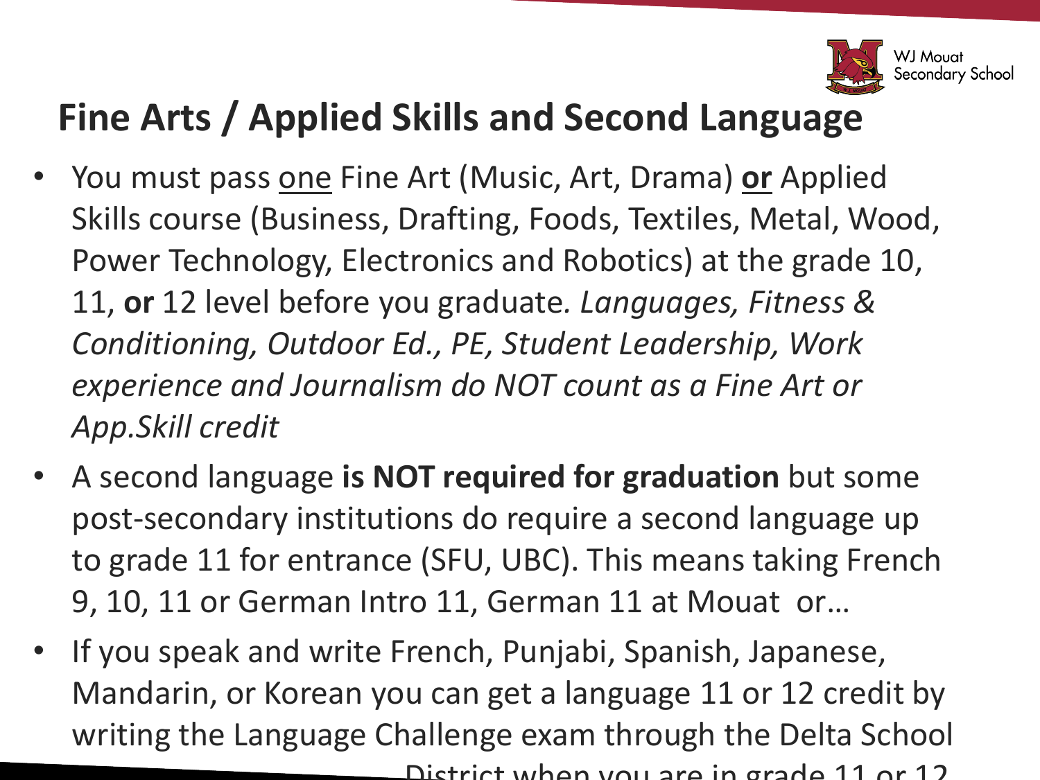# Fine Arts / Applied Skills and Second Language

- You must pass one Fine Art (Music, Art, Drama) **or** Applied Skills course (Business, Drafting, Foods, Textiles, Metal, Wood, Power Technology, Electronics and Robotics) at the grade 10, 11, **or** 12 level before you graduate. *Languages, Fitness & Conditioning, Outdoor Ed., PE, Student Leadership, Work experience and Journalism do NOT count as a Fine Art or App.Skill credit*
- A second language **is NOT required for graduation** but some post-secondary institutions do require a second language up to grade 11 for entrance (SFU, UBC). This means taking French 9, 10, 11 or German Intro 11, German 11 at Mouat or…
- If you speak and write French, Punjabi, Spanish, Japanese, Mandarin, or Korean you can get a language 11 or 12 credit by writing the Language Challenge exam through the Delta School District when you are in grade 11 or 12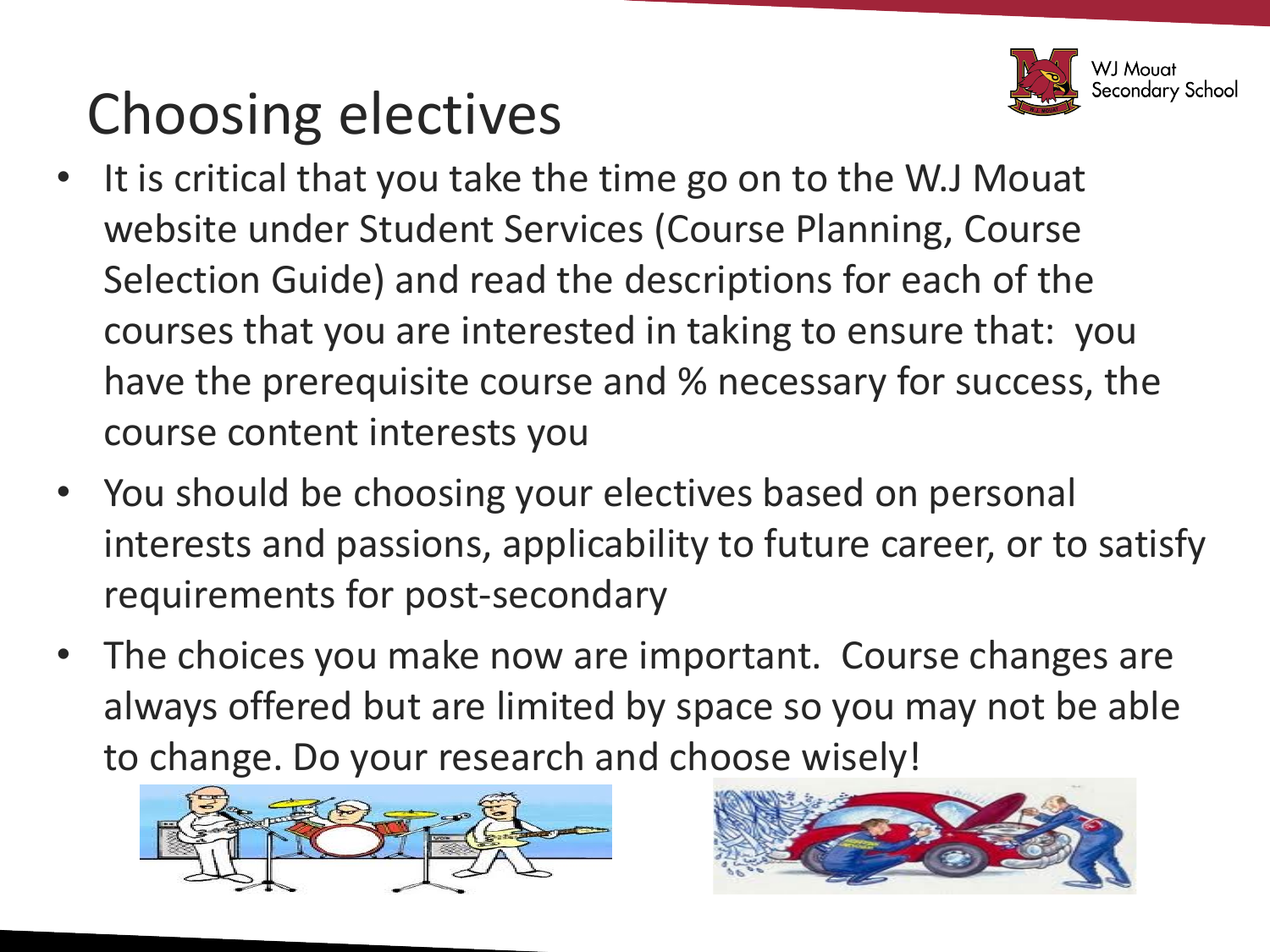# Choosing electives

- It is critical that you take the time go on to the W.J Mouat website under Student Services (Course Planning, Course Selection Guide) and read the descriptions for each of the courses that you are interested in taking to ensure that: you have the prerequisite course and % necessary for success, the course content interests you
- You should be choosing your electives based on personal interests and passions, applicability to future career, or to satisfy requirements for post-secondary
- The choices you make now are important. Course changes are always offered but are limited by space so you may not be able to change. Do your research and choose wisely!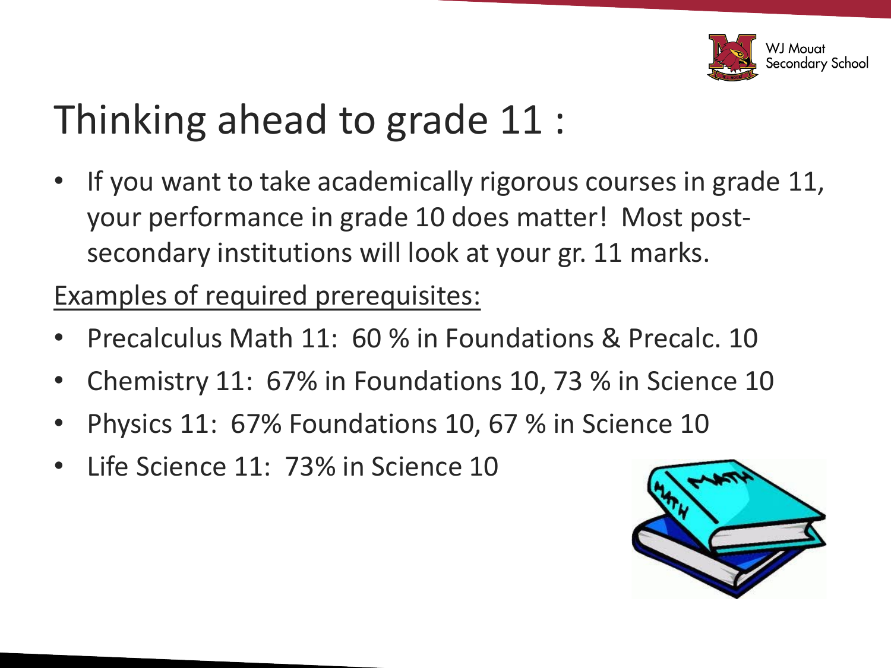# Thinking ahead to grade 11 :

- If you want to take academically rigorous courses in grade 11, your performance in grade 10 does matter! Most post-secondary institutions will look at your gr. 11 marks.

Examples of required prerequisites:

- Precalculus Math 11: 60 % in Foundations & Precalc. 10
- Chemistry 11: 67% in Foundations 10, 73 % in Science 10
- Physics 11: 67% Foundations 10, 67 % in Science 10
- Life Science 11: 73% in Science 10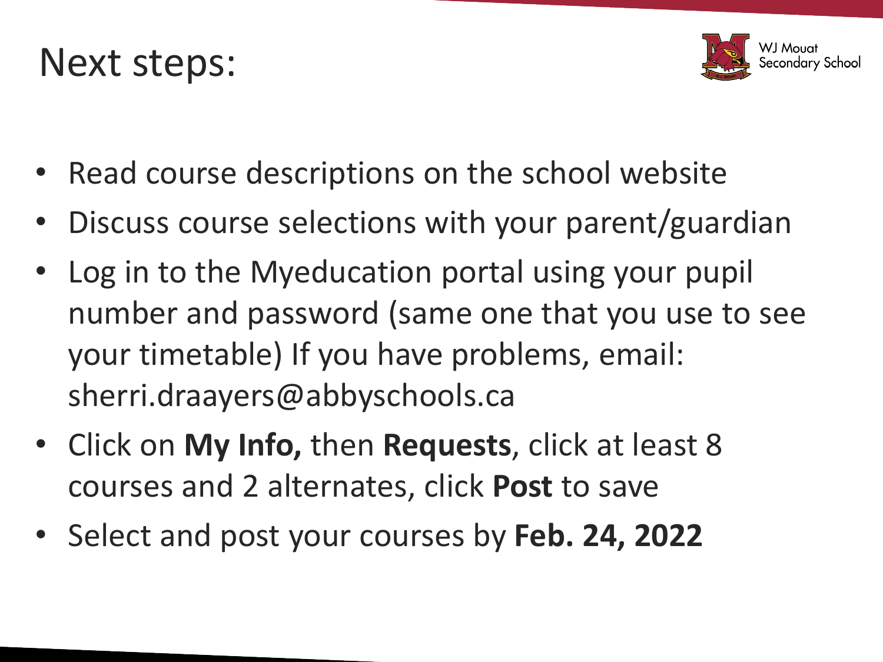# Next steps:

WJ Mouat Secondary School

- Read course descriptions on the school website
- Discuss course selections with your parent/guardian
- Log in to the Myeducation portal using your pupil number and password (same one that you use to see your timetable) If you have problems, email: sherri.draayers@abbyschools.ca
- Click on **My Info,** then **Requests**, click at least 8 courses and 2 alternates, click **Post** to save
- Select and post your courses by **Feb. 24, 2022**